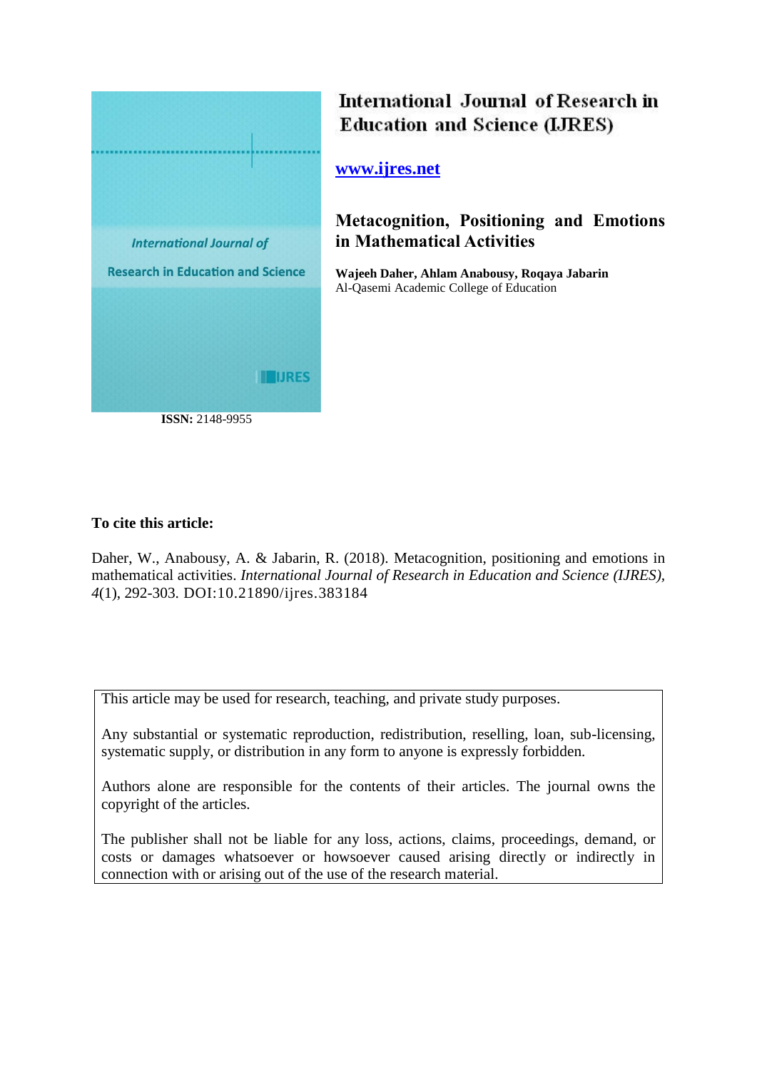International Journal of Research in Education and Science

IJRES

**ISSN:** 2148-9955

# International Journal of Research in Education and Science (IJRES)

**[www.ijres.net](http://www.ijres.net)**

## Metacognition, Positioning and Emotions in Mathematical Activities

**Wajeeh Daher, Ahlam Anabousy, Roqaya Jabarin**
Al-Qasemi Academic College of Education

**To cite this article:**

Daher, W., Anabousy, A. & Jabarin, R. (2018). Metacognition, positioning and emotions in mathematical activities. *International Journal of Research in Education and Science (IJRES), 4*(1), 292-303. DOI:10.21890/ijres.383184

This article may be used for research, teaching, and private study purposes.

Any substantial or systematic reproduction, redistribution, reselling, loan, sub-licensing, systematic supply, or distribution in any form to anyone is expressly forbidden.

Authors alone are responsible for the contents of their articles. The journal owns the copyright of the articles.

The publisher shall not be liable for any loss, actions, claims, proceedings, demand, or costs or damages whatsoever or howsoever caused arising directly or indirectly in connection with or arising out of the use of the research material.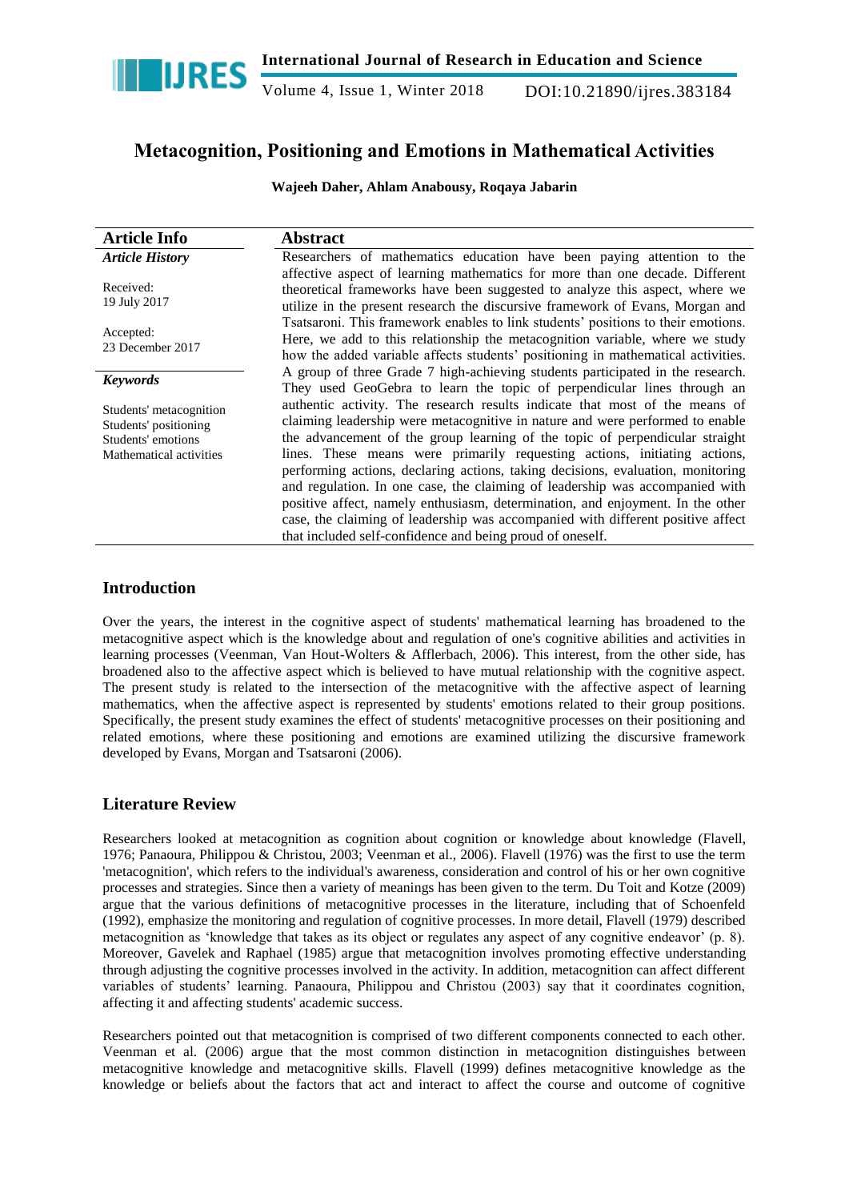# Metacognition, Positioning and Emotions in Mathematical Activities

**Wajeeh Daher, Ahlam Anabousy, Roqaya Jabarin**

| Article Info | Abstract |
|---|---|
| ***Article History*** <br><br> Received: <br> 19 July 2017 <br><br> Accepted: <br> 23 December 2017 <br><br> ***Keywords*** <br><br> Students' metacognition <br> Students' positioning <br> Students' emotions <br> Mathematical activities | Researchers of mathematics education have been paying attention to the affective aspect of learning mathematics for more than one decade. Different theoretical frameworks have been suggested to analyze this aspect, where we utilize in the present research the discursive framework of Evans, Morgan and Tsatsaroni. This framework enables to link students' positions to their emotions. Here, we add to this relationship the metacognition variable, where we study how the added variable affects students' positioning in mathematical activities. A group of three Grade 7 high-achieving students participated in the research. They used GeoGebra to learn the topic of perpendicular lines through an authentic activity. The research results indicate that most of the means of claiming leadership were metacognitive in nature and were performed to enable the advancement of the group learning of the topic of perpendicular straight lines. These means were primarily requesting actions, initiating actions, performing actions, declaring actions, taking decisions, evaluation, monitoring and regulation. In one case, the claiming of leadership was accompanied with positive affect, namely enthusiasm, determination, and enjoyment. In the other case, the claiming of leadership was accompanied with different positive affect that included self-confidence and being proud of oneself. |

## Introduction

Over the years, the interest in the cognitive aspect of students' mathematical learning has broadened to the metacognitive aspect which is the knowledge about and regulation of one's cognitive abilities and activities in learning processes (Veenman, Van Hout-Wolters & Afflerbach, 2006). This interest, from the other side, has broadened also to the affective aspect which is believed to have mutual relationship with the cognitive aspect. The present study is related to the intersection of the metacognitive with the affective aspect of learning mathematics, when the affective aspect is represented by students' emotions related to their group positions. Specifically, the present study examines the effect of students' metacognitive processes on their positioning and related emotions, where these positioning and emotions are examined utilizing the discursive framework developed by Evans, Morgan and Tsatsaroni (2006).

## Literature Review

Researchers looked at metacognition as cognition about cognition or knowledge about knowledge (Flavell, 1976; Panaoura, Philippou & Christou, 2003; Veenman et al., 2006). Flavell (1976) was the first to use the term 'metacognition', which refers to the individual's awareness, consideration and control of his or her own cognitive processes and strategies. Since then a variety of meanings has been given to the term. Du Toit and Kotze (2009) argue that the various definitions of metacognitive processes in the literature, including that of Schoenfeld (1992), emphasize the monitoring and regulation of cognitive processes. In more detail, Flavell (1979) described metacognition as 'knowledge that takes as its object or regulates any aspect of any cognitive endeavor' (p. 8). Moreover, Gavelek and Raphael (1985) argue that metacognition involves promoting effective understanding through adjusting the cognitive processes involved in the activity. In addition, metacognition can affect different variables of students' learning. Panaoura, Philippou and Christou (2003) say that it coordinates cognition, affecting it and affecting students' academic success.

Researchers pointed out that metacognition is comprised of two different components connected to each other. Veenman et al. (2006) argue that the most common distinction in metacognition distinguishes between metacognitive knowledge and metacognitive skills. Flavell (1999) defines metacognitive knowledge as the knowledge or beliefs about the factors that act and interact to affect the course and outcome of cognitive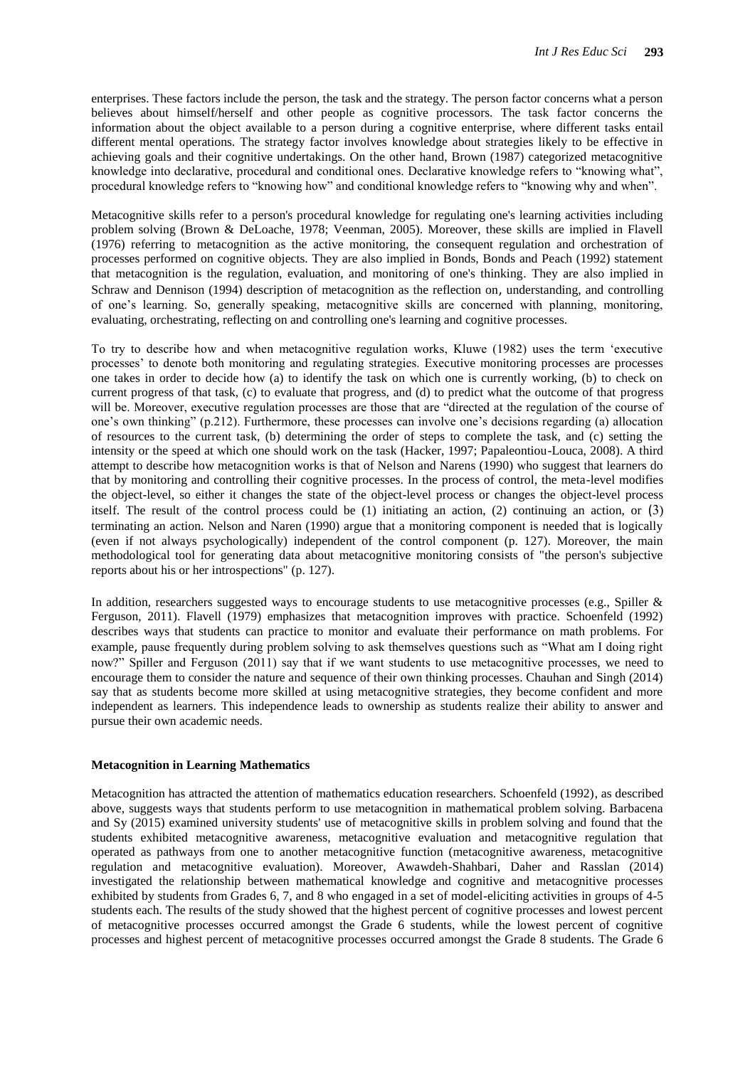enterprises. These factors include the person, the task and the strategy. The person factor concerns what a person believes about himself/herself and other people as cognitive processors. The task factor concerns the information about the object available to a person during a cognitive enterprise, where different tasks entail different mental operations. The strategy factor involves knowledge about strategies likely to be effective in achieving goals and their cognitive undertakings. On the other hand, Brown (1987) categorized metacognitive knowledge into declarative, procedural and conditional ones. Declarative knowledge refers to "knowing what", procedural knowledge refers to "knowing how" and conditional knowledge refers to "knowing why and when".

Metacognitive skills refer to a person's procedural knowledge for regulating one's learning activities including problem solving (Brown & DeLoache, 1978; Veenman, 2005). Moreover, these skills are implied in Flavell (1976) referring to metacognition as the active monitoring, the consequent regulation and orchestration of processes performed on cognitive objects. They are also implied in Bonds, Bonds and Peach (1992) statement that metacognition is the regulation, evaluation, and monitoring of one's thinking. They are also implied in Schraw and Dennison (1994) description of metacognition as the reflection on, understanding, and controlling of one's learning. So, generally speaking, metacognitive skills are concerned with planning, monitoring, evaluating, orchestrating, reflecting on and controlling one's learning and cognitive processes.

To try to describe how and when metacognitive regulation works, Kluwe (1982) uses the term 'executive processes' to denote both monitoring and regulating strategies. Executive monitoring processes are processes one takes in order to decide how (a) to identify the task on which one is currently working, (b) to check on current progress of that task, (c) to evaluate that progress, and (d) to predict what the outcome of that progress will be. Moreover, executive regulation processes are those that are "directed at the regulation of the course of one's own thinking" (p.212). Furthermore, these processes can involve one's decisions regarding (a) allocation of resources to the current task, (b) determining the order of steps to complete the task, and (c) setting the intensity or the speed at which one should work on the task (Hacker, 1997; Papaleontiou-Louca, 2008). A third attempt to describe how metacognition works is that of Nelson and Narens (1990) who suggest that learners do that by monitoring and controlling their cognitive processes. In the process of control, the meta-level modifies the object-level, so either it changes the state of the object-level process or changes the object-level process itself. The result of the control process could be (1) initiating an action, (2) continuing an action, or (3) terminating an action. Nelson and Naren (1990) argue that a monitoring component is needed that is logically (even if not always psychologically) independent of the control component (p. 127). Moreover, the main methodological tool for generating data about metacognitive monitoring consists of "the person's subjective reports about his or her introspections" (p. 127).

In addition, researchers suggested ways to encourage students to use metacognitive processes (e.g., Spiller & Ferguson, 2011). Flavell (1979) emphasizes that metacognition improves with practice. Schoenfeld (1992) describes ways that students can practice to monitor and evaluate their performance on math problems. For example, pause frequently during problem solving to ask themselves questions such as "What am I doing right now?" Spiller and Ferguson (2011) say that if we want students to use metacognitive processes, we need to encourage them to consider the nature and sequence of their own thinking processes. Chauhan and Singh (2014) say that as students become more skilled at using metacognitive strategies, they become confident and more independent as learners. This independence leads to ownership as students realize their ability to answer and pursue their own academic needs.

### Metacognition in Learning Mathematics

Metacognition has attracted the attention of mathematics education researchers. Schoenfeld (1992), as described above, suggests ways that students perform to use metacognition in mathematical problem solving. Barbacena and Sy (2015) examined university students' use of metacognitive skills in problem solving and found that the students exhibited metacognitive awareness, metacognitive evaluation and metacognitive regulation that operated as pathways from one to another metacognitive function (metacognitive awareness, metacognitive regulation and metacognitive evaluation). Moreover, Awawdeh-Shahbari, Daher and Rasslan (2014) investigated the relationship between mathematical knowledge and cognitive and metacognitive processes exhibited by students from Grades 6, 7, and 8 who engaged in a set of model-eliciting activities in groups of 4-5 students each. The results of the study showed that the highest percent of cognitive processes and lowest percent of metacognitive processes occurred amongst the Grade 6 students, while the lowest percent of cognitive processes and highest percent of metacognitive processes occurred amongst the Grade 8 students. The Grade 6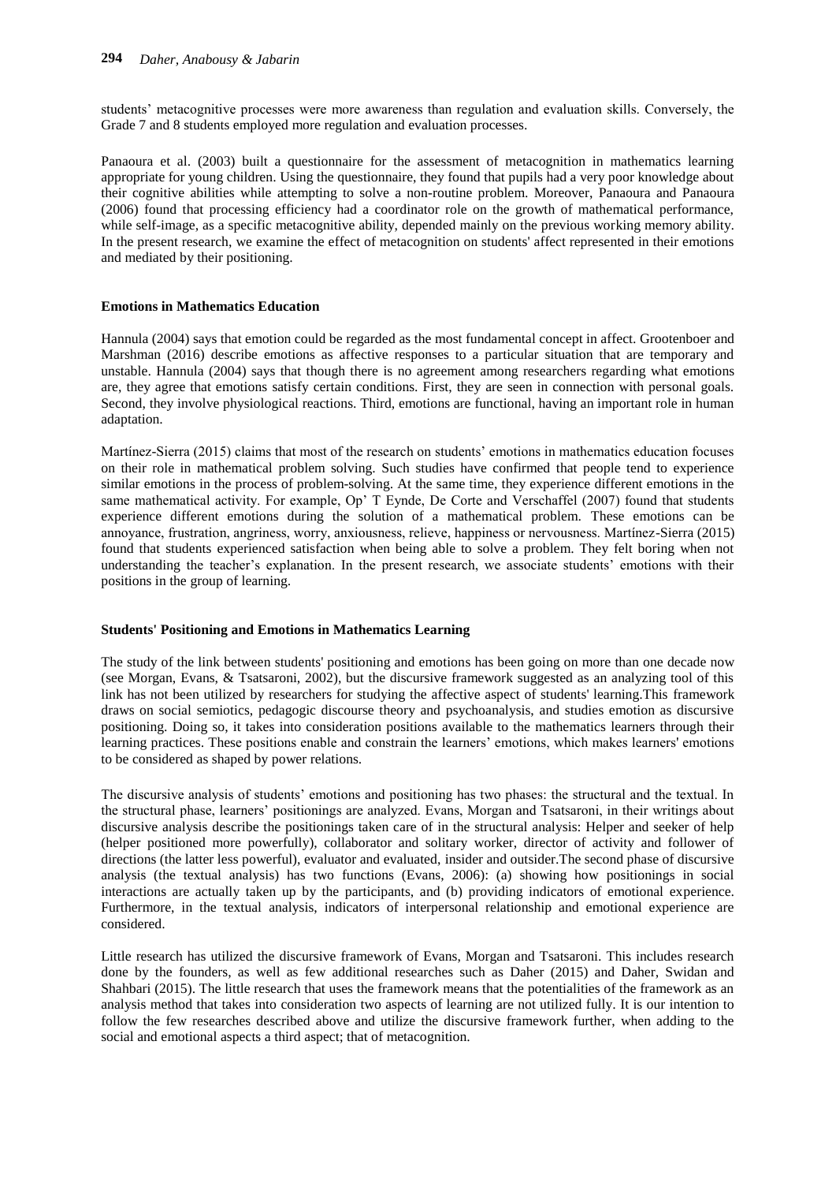students' metacognitive processes were more awareness than regulation and evaluation skills. Conversely, the Grade 7 and 8 students employed more regulation and evaluation processes.

Panaoura et al. (2003) built a questionnaire for the assessment of metacognition in mathematics learning appropriate for young children. Using the questionnaire, they found that pupils had a very poor knowledge about their cognitive abilities while attempting to solve a non-routine problem. Moreover, Panaoura and Panaoura (2006) found that processing efficiency had a coordinator role on the growth of mathematical performance, while self-image, as a specific metacognitive ability, depended mainly on the previous working memory ability. In the present research, we examine the effect of metacognition on students' affect represented in their emotions and mediated by their positioning.

**Emotions in Mathematics Education**

Hannula (2004) says that emotion could be regarded as the most fundamental concept in affect. Grootenboer and Marshman (2016) describe emotions as affective responses to a particular situation that are temporary and unstable. Hannula (2004) says that though there is no agreement among researchers regarding what emotions are, they agree that emotions satisfy certain conditions. First, they are seen in connection with personal goals. Second, they involve physiological reactions. Third, emotions are functional, having an important role in human adaptation.

Martínez-Sierra (2015) claims that most of the research on students' emotions in mathematics education focuses on their role in mathematical problem solving. Such studies have confirmed that people tend to experience similar emotions in the process of problem-solving. At the same time, they experience different emotions in the same mathematical activity. For example, Op' T Eynde, De Corte and Verschaffel (2007) found that students experience different emotions during the solution of a mathematical problem. These emotions can be annoyance, frustration, angriness, worry, anxiousness, relieve, happiness or nervousness. Martínez-Sierra (2015) found that students experienced satisfaction when being able to solve a problem. They felt boring when not understanding the teacher's explanation. In the present research, we associate students' emotions with their positions in the group of learning.

**Students' Positioning and Emotions in Mathematics Learning**

The study of the link between students' positioning and emotions has been going on more than one decade now (see Morgan, Evans, & Tsatsaroni, 2002), but the discursive framework suggested as an analyzing tool of this link has not been utilized by researchers for studying the affective aspect of students' learning.This framework draws on social semiotics, pedagogic discourse theory and psychoanalysis, and studies emotion as discursive positioning. Doing so, it takes into consideration positions available to the mathematics learners through their learning practices. These positions enable and constrain the learners' emotions, which makes learners' emotions to be considered as shaped by power relations.

The discursive analysis of students' emotions and positioning has two phases: the structural and the textual. In the structural phase, learners' positionings are analyzed. Evans, Morgan and Tsatsaroni, in their writings about discursive analysis describe the positionings taken care of in the structural analysis: Helper and seeker of help (helper positioned more powerfully), collaborator and solitary worker, director of activity and follower of directions (the latter less powerful), evaluator and evaluated, insider and outsider.The second phase of discursive analysis (the textual analysis) has two functions (Evans, 2006): (a) showing how positionings in social interactions are actually taken up by the participants, and (b) providing indicators of emotional experience. Furthermore, in the textual analysis, indicators of interpersonal relationship and emotional experience are considered.

Little research has utilized the discursive framework of Evans, Morgan and Tsatsaroni. This includes research done by the founders, as well as few additional researches such as Daher (2015) and Daher, Swidan and Shahbari (2015). The little research that uses the framework means that the potentialities of the framework as an analysis method that takes into consideration two aspects of learning are not utilized fully. It is our intention to follow the few researches described above and utilize the discursive framework further, when adding to the social and emotional aspects a third aspect; that of metacognition.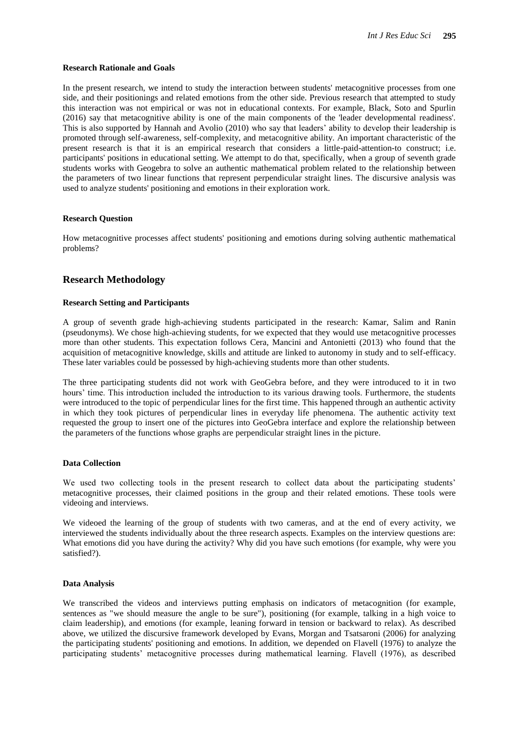### Research Rationale and Goals

In the present research, we intend to study the interaction between students' metacognitive processes from one side, and their positionings and related emotions from the other side. Previous research that attempted to study this interaction was not empirical or was not in educational contexts. For example, Black, Soto and Spurlin (2016) say that metacognitive ability is one of the main components of the 'leader developmental readiness'. This is also supported by Hannah and Avolio (2010) who say that leaders' ability to develop their leadership is promoted through self-awareness, self-complexity, and metacognitive ability. An important characteristic of the present research is that it is an empirical research that considers a little-paid-attention-to construct; i.e. participants' positions in educational setting. We attempt to do that, specifically, when a group of seventh grade students works with Geogebra to solve an authentic mathematical problem related to the relationship between the parameters of two linear functions that represent perpendicular straight lines. The discursive analysis was used to analyze students' positioning and emotions in their exploration work.

### Research Question

How metacognitive processes affect students' positioning and emotions during solving authentic mathematical problems?

## Research Methodology

### Research Setting and Participants

A group of seventh grade high-achieving students participated in the research: Kamar, Salim and Ranin (pseudonyms). We chose high-achieving students, for we expected that they would use metacognitive processes more than other students. This expectation follows Cera, Mancini and Antonietti (2013) who found that the acquisition of metacognitive knowledge, skills and attitude are linked to autonomy in study and to self-efficacy. These later variables could be possessed by high-achieving students more than other students.

The three participating students did not work with GeoGebra before, and they were introduced to it in two hours' time. This introduction included the introduction to its various drawing tools. Furthermore, the students were introduced to the topic of perpendicular lines for the first time. This happened through an authentic activity in which they took pictures of perpendicular lines in everyday life phenomena. The authentic activity text requested the group to insert one of the pictures into GeoGebra interface and explore the relationship between the parameters of the functions whose graphs are perpendicular straight lines in the picture.

### Data Collection

We used two collecting tools in the present research to collect data about the participating students' metacognitive processes, their claimed positions in the group and their related emotions. These tools were videoing and interviews.

We videoed the learning of the group of students with two cameras, and at the end of every activity, we interviewed the students individually about the three research aspects. Examples on the interview questions are: What emotions did you have during the activity? Why did you have such emotions (for example, why were you satisfied?).

### Data Analysis

We transcribed the videos and interviews putting emphasis on indicators of metacognition (for example, sentences as "we should measure the angle to be sure"), positioning (for example, talking in a high voice to claim leadership), and emotions (for example, leaning forward in tension or backward to relax). As described above, we utilized the discursive framework developed by Evans, Morgan and Tsatsaroni (2006) for analyzing the participating students' positioning and emotions. In addition, we depended on Flavell (1976) to analyze the participating students' metacognitive processes during mathematical learning. Flavell (1976), as described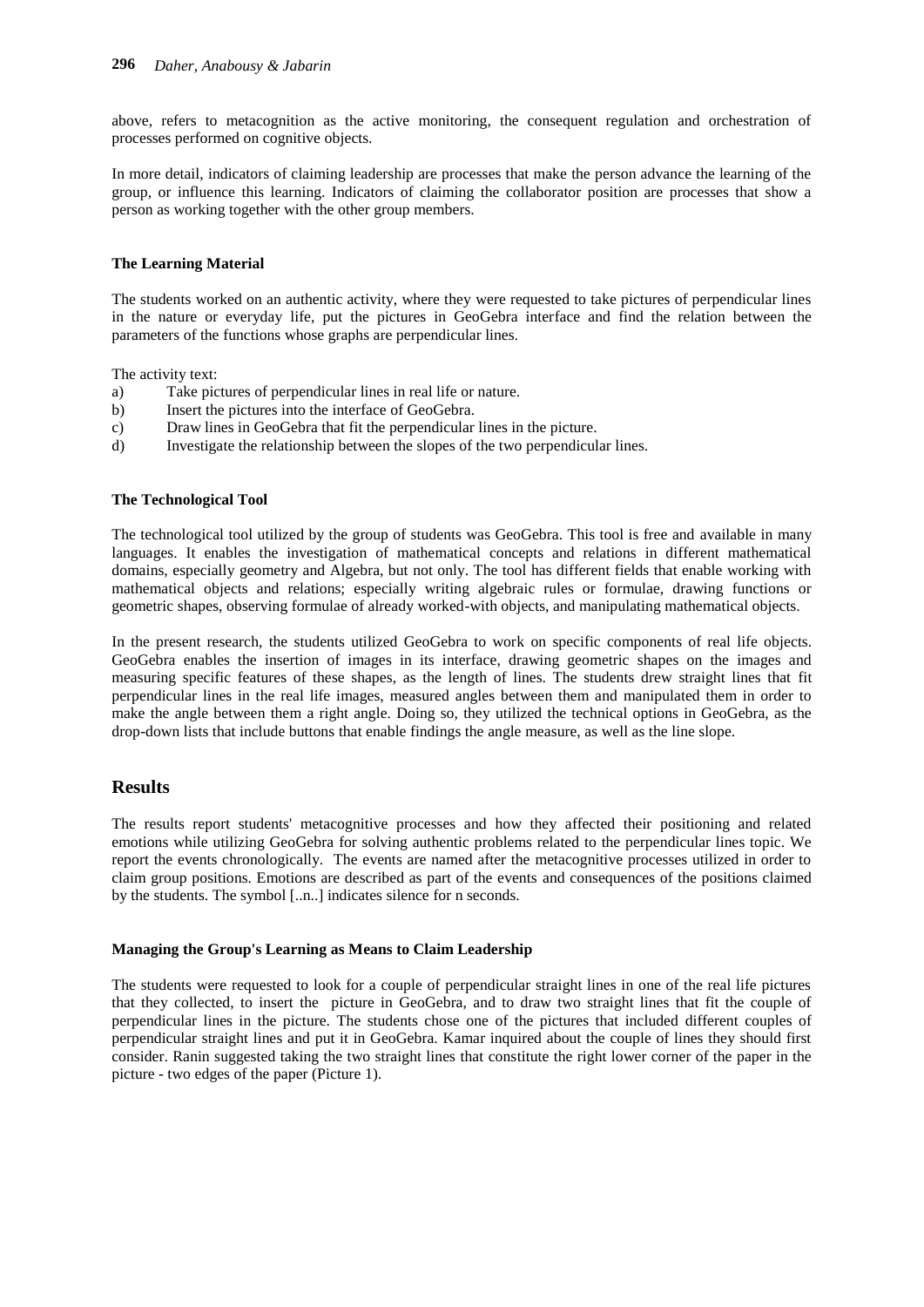above, refers to metacognition as the active monitoring, the consequent regulation and orchestration of processes performed on cognitive objects.

In more detail, indicators of claiming leadership are processes that make the person advance the learning of the group, or influence this learning. Indicators of claiming the collaborator position are processes that show a person as working together with the other group members.

### The Learning Material

The students worked on an authentic activity, where they were requested to take pictures of perpendicular lines in the nature or everyday life, put the pictures in GeoGebra interface and find the relation between the parameters of the functions whose graphs are perpendicular lines.

The activity text:

a) Take pictures of perpendicular lines in real life or nature.
b) Insert the pictures into the interface of GeoGebra.
c) Draw lines in GeoGebra that fit the perpendicular lines in the picture.
d) Investigate the relationship between the slopes of the two perpendicular lines.

### The Technological Tool

The technological tool utilized by the group of students was GeoGebra. This tool is free and available in many languages. It enables the investigation of mathematical concepts and relations in different mathematical domains, especially geometry and Algebra, but not only. The tool has different fields that enable working with mathematical objects and relations; especially writing algebraic rules or formulae, drawing functions or geometric shapes, observing formulae of already worked-with objects, and manipulating mathematical objects.

In the present research, the students utilized GeoGebra to work on specific components of real life objects. GeoGebra enables the insertion of images in its interface, drawing geometric shapes on the images and measuring specific features of these shapes, as the length of lines. The students drew straight lines that fit perpendicular lines in the real life images, measured angles between them and manipulated them in order to make the angle between them a right angle. Doing so, they utilized the technical options in GeoGebra, as the drop-down lists that include buttons that enable findings the angle measure, as well as the line slope.

## Results

The results report students' metacognitive processes and how they affected their positioning and related emotions while utilizing GeoGebra for solving authentic problems related to the perpendicular lines topic. We report the events chronologically. The events are named after the metacognitive processes utilized in order to claim group positions. Emotions are described as part of the events and consequences of the positions claimed by the students. The symbol [..n..] indicates silence for n seconds.

### Managing the Group's Learning as Means to Claim Leadership

The students were requested to look for a couple of perpendicular straight lines in one of the real life pictures that they collected, to insert the picture in GeoGebra, and to draw two straight lines that fit the couple of perpendicular lines in the picture. The students chose one of the pictures that included different couples of perpendicular straight lines and put it in GeoGebra. Kamar inquired about the couple of lines they should first consider. Ranin suggested taking the two straight lines that constitute the right lower corner of the paper in the picture - two edges of the paper (Picture 1).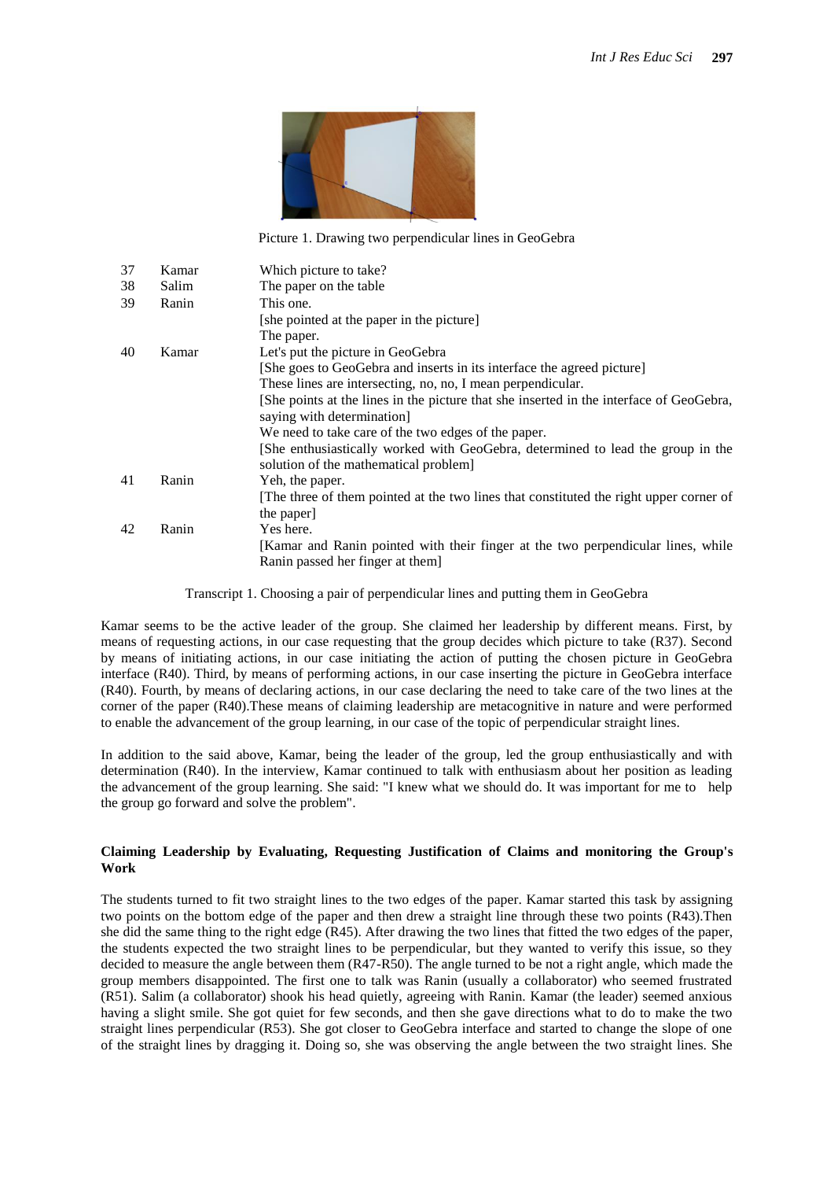Picture 1. Drawing two perpendicular lines in GeoGebra

| | | |
|---|---|---|
| 37 | Kamar | Which picture to take? |
| 38 | Salim | The paper on the table |
| 39 | Ranin | This one.<br>[she pointed at the paper in the picture]<br>The paper. |
| 40 | Kamar | Let's put the picture in GeoGebra<br>[She goes to GeoGebra and inserts in its interface the agreed picture]<br>These lines are intersecting, no, no, I mean perpendicular.<br>[She points at the lines in the picture that she inserted in the interface of GeoGebra, saying with determination]<br>We need to take care of the two edges of the paper.<br>[She enthusiastically worked with GeoGebra, determined to lead the group in the solution of the mathematical problem] |
| 41 | Ranin | Yeh, the paper.<br>[The three of them pointed at the two lines that constituted the right upper corner of the paper] |
| 42 | Ranin | Yes here.<br>[Kamar and Ranin pointed with their finger at the two perpendicular lines, while Ranin passed her finger at them] |

Transcript 1. Choosing a pair of perpendicular lines and putting them in GeoGebra

Kamar seems to be the active leader of the group. She claimed her leadership by different means. First, by means of requesting actions, in our case requesting that the group decides which picture to take (R37). Second by means of initiating actions, in our case initiating the action of putting the chosen picture in GeoGebra interface (R40). Third, by means of performing actions, in our case inserting the picture in GeoGebra interface (R40). Fourth, by means of declaring actions, in our case declaring the need to take care of the two lines at the corner of the paper (R40).These means of claiming leadership are metacognitive in nature and were performed to enable the advancement of the group learning, in our case of the topic of perpendicular straight lines.

In addition to the said above, Kamar, being the leader of the group, led the group enthusiastically and with determination (R40). In the interview, Kamar continued to talk with enthusiasm about her position as leading the advancement of the group learning. She said: "I knew what we should do. It was important for me to help the group go forward and solve the problem".

### Claiming Leadership by Evaluating, Requesting Justification of Claims and monitoring the Group's Work

The students turned to fit two straight lines to the two edges of the paper. Kamar started this task by assigning two points on the bottom edge of the paper and then drew a straight line through these two points (R43).Then she did the same thing to the right edge (R45). After drawing the two lines that fitted the two edges of the paper, the students expected the two straight lines to be perpendicular, but they wanted to verify this issue, so they decided to measure the angle between them (R47-R50). The angle turned to be not a right angle, which made the group members disappointed. The first one to talk was Ranin (usually a collaborator) who seemed frustrated (R51). Salim (a collaborator) shook his head quietly, agreeing with Ranin. Kamar (the leader) seemed anxious having a slight smile. She got quiet for few seconds, and then she gave directions what to do to make the two straight lines perpendicular (R53). She got closer to GeoGebra interface and started to change the slope of one of the straight lines by dragging it. Doing so, she was observing the angle between the two straight lines. She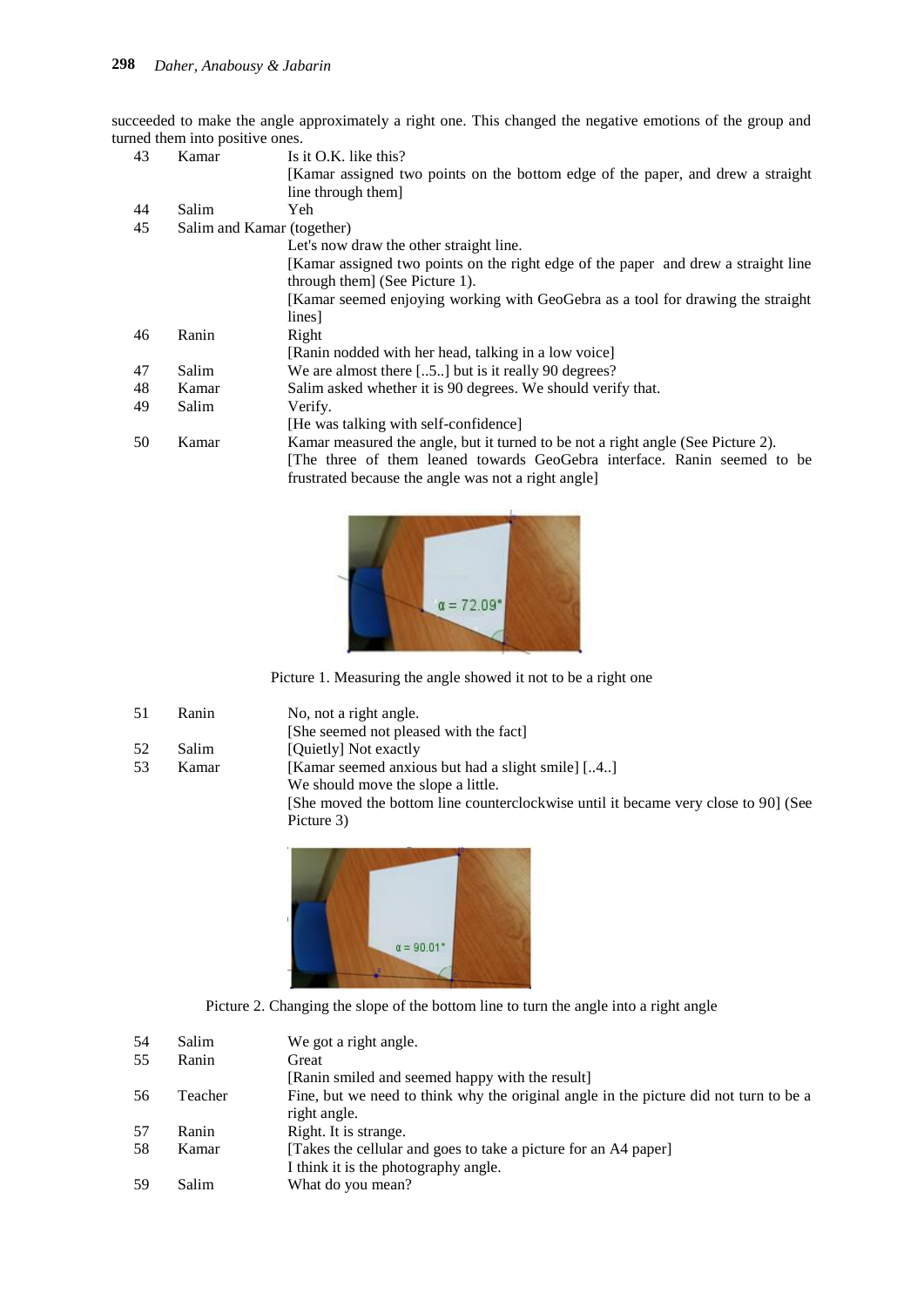succeeded to make the angle approximately a right one. This changed the negative emotions of the group and turned them into positive ones.

| | | |
|---|---|---|
| 43 | Kamar | Is it O.K. like this? [Kamar assigned two points on the bottom edge of the paper, and drew a straight line through them] |
| 44 | Salim | Yeh |
| 45 | Salim and Kamar (together) | Let's now draw the other straight line. [Kamar assigned two points on the right edge of the paper and drew a straight line through them] (See Picture 1). [Kamar seemed enjoying working with GeoGebra as a tool for drawing the straight lines] |
| 46 | Ranin | Right [Ranin nodded with her head, talking in a low voice] |
| 47 | Salim | We are almost there [..5..] but is it really 90 degrees? |
| 48 | Kamar | Salim asked whether it is 90 degrees. We should verify that. |
| 49 | Salim | Verify. [He was talking with self-confidence] |
| 50 | Kamar | Kamar measured the angle, but it turned to be not a right angle (See Picture 2). [The three of them leaned towards GeoGebra interface. Ranin seemed to be frustrated because the angle was not a right angle] |

Picture 1. Measuring the angle showed it not to be a right one

| | | |
|---|---|---|
| 51 | Ranin | No, not a right angle. [She seemed not pleased with the fact] |
| 52 | Salim | [Quietly] Not exactly |
| 53 | Kamar | [Kamar seemed anxious but had a slight smile] [..4..] We should move the slope a little. [She moved the bottom line counterclockwise until it became very close to 90] (See Picture 3) |

Picture 2. Changing the slope of the bottom line to turn the angle into a right angle

| | | |
|---|---|---|
| 54 | Salim | We got a right angle. |
| 55 | Ranin | Great [Ranin smiled and seemed happy with the result] |
| 56 | Teacher | Fine, but we need to think why the original angle in the picture did not turn to be a right angle. |
| 57 | Ranin | Right. It is strange. |
| 58 | Kamar | [Takes the cellular and goes to take a picture for an A4 paper] I think it is the photography angle. |
| 59 | Salim | What do you mean? |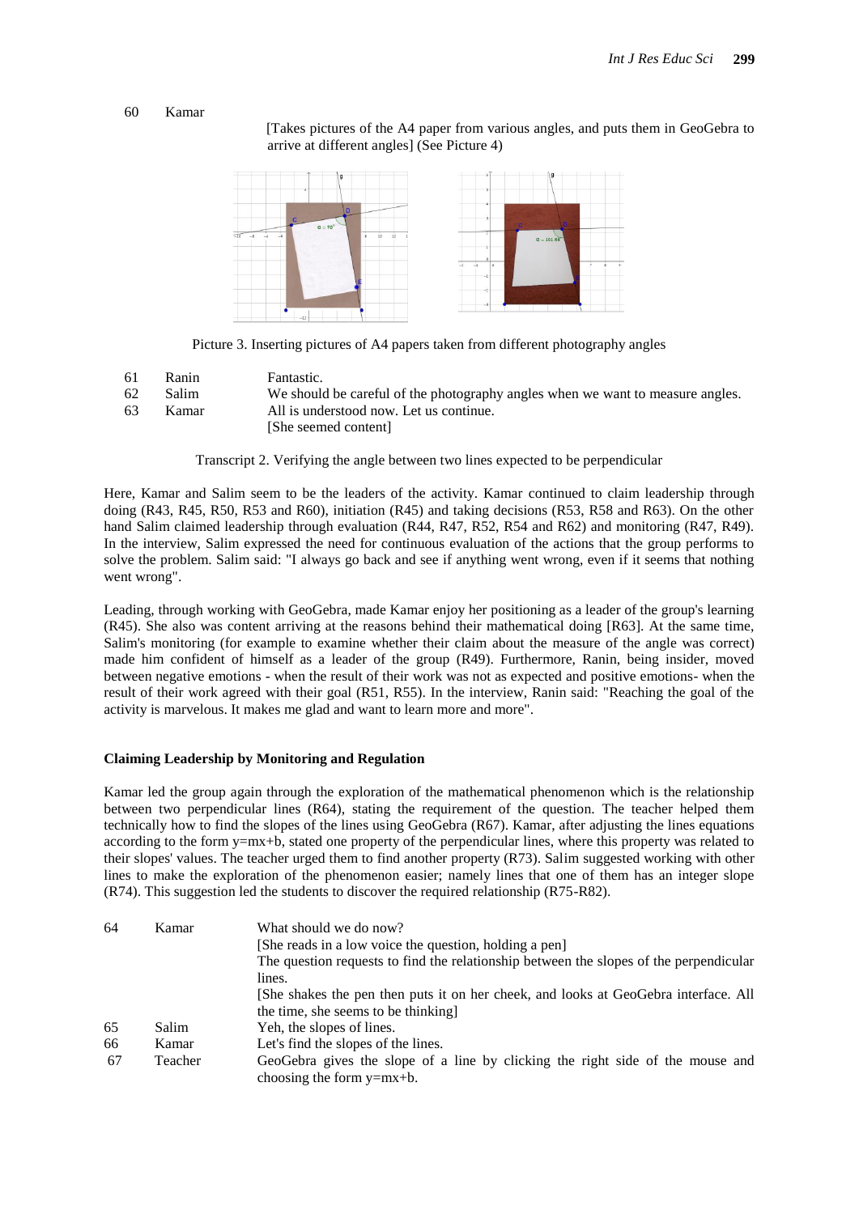| | | |
|---|---|---|
| 60 | Kamar | [Takes pictures of the A4 paper from various angles, and puts them in GeoGebra to arrive at different angles] (See Picture 4) |

Picture 3. Inserting pictures of A4 papers taken from different photography angles

| | | |
|---|---|---|
| 61 | Ranin | Fantastic. |
| 62 | Salim | We should be careful of the photography angles when we want to measure angles. |
| 63 | Kamar | All is understood now. Let us continue. [She seemed content] |

Transcript 2. Verifying the angle between two lines expected to be perpendicular

Here, Kamar and Salim seem to be the leaders of the activity. Kamar continued to claim leadership through doing (R43, R45, R50, R53 and R60), initiation (R45) and taking decisions (R53, R58 and R63). On the other hand Salim claimed leadership through evaluation (R44, R47, R52, R54 and R62) and monitoring (R47, R49). In the interview, Salim expressed the need for continuous evaluation of the actions that the group performs to solve the problem. Salim said: "I always go back and see if anything went wrong, even if it seems that nothing went wrong".

Leading, through working with GeoGebra, made Kamar enjoy her positioning as a leader of the group's learning (R45). She also was content arriving at the reasons behind their mathematical doing [R63]. At the same time, Salim's monitoring (for example to examine whether their claim about the measure of the angle was correct) made him confident of himself as a leader of the group (R49). Furthermore, Ranin, being insider, moved between negative emotions - when the result of their work was not as expected and positive emotions- when the result of their work agreed with their goal (R51, R55). In the interview, Ranin said: "Reaching the goal of the activity is marvelous. It makes me glad and want to learn more and more".

### Claiming Leadership by Monitoring and Regulation

Kamar led the group again through the exploration of the mathematical phenomenon which is the relationship between two perpendicular lines (R64), stating the requirement of the question. The teacher helped them technically how to find the slopes of the lines using GeoGebra (R67). Kamar, after adjusting the lines equations according to the form y=mx+b, stated one property of the perpendicular lines, where this property was related to their slopes' values. The teacher urged them to find another property (R73). Salim suggested working with other lines to make the exploration of the phenomenon easier; namely lines that one of them has an integer slope (R74). This suggestion led the students to discover the required relationship (R75-R82).

| | | |
|---|---|---|
| 64 | Kamar | What should we do now? [She reads in a low voice the question, holding a pen] The question requests to find the relationship between the slopes of the perpendicular lines. [She shakes the pen then puts it on her cheek, and looks at GeoGebra interface. All the time, she seems to be thinking] |
| 65 | Salim | Yeh, the slopes of lines. |
| 66 | Kamar | Let's find the slopes of the lines. |
| 67 | Teacher | GeoGebra gives the slope of a line by clicking the right side of the mouse and choosing the form y=mx+b. |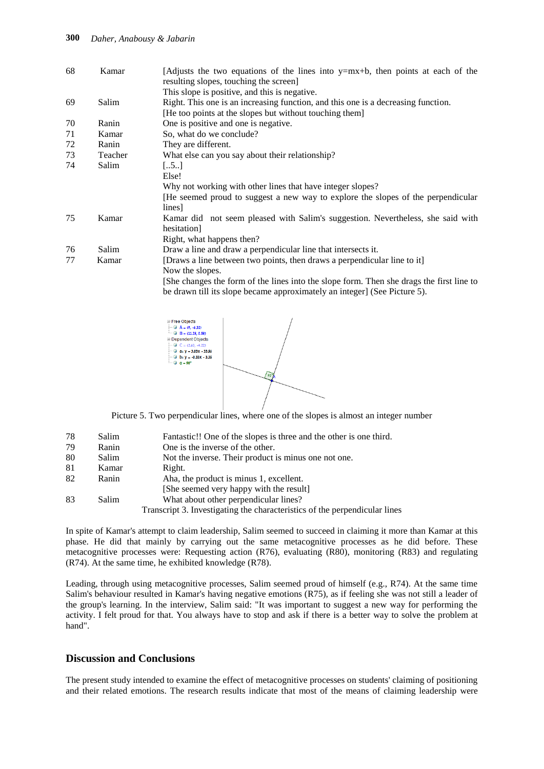| | | |
|---|---|---|
| 68 | Kamar | [Adjusts the two equations of the lines into y=mx+b, then points at each of the resulting slopes, touching the screen] This slope is positive, and this is negative. |
| 69 | Salim | Right. This one is an increasing function, and this one is a decreasing function. [He too points at the slopes but without touching them] |
| 70 | Ranin | One is positive and one is negative. |
| 71 | Kamar | So, what do we conclude? |
| 72 | Ranin | They are different. |
| 73 | Teacher | What else can you say about their relationship? |
| 74 | Salim | [..5..] Else! Why not working with other lines that have integer slopes? [He seemed proud to suggest a new way to explore the slopes of the perpendicular lines] |
| 75 | Kamar | Kamar did not seem pleased with Salim's suggestion. Nevertheless, she said with hesitation] Right, what happens then? |
| 76 | Salim | Draw a line and draw a perpendicular line that intersects it. |
| 77 | Kamar | [Draws a line between two points, then draws a perpendicular line to it] Now the slopes. [She changes the form of the lines into the slope form. Then she drags the first line to be drawn till its slope became approximately an integer] (See Picture 5). |

Picture 5. Two perpendicular lines, where one of the slopes is almost an integer number

| | | |
|---|---|---|
| 78 | Salim | Fantastic!! One of the slopes is three and the other is one third. |
| 79 | Ranin | One is the inverse of the other. |
| 80 | Salim | Not the inverse. Their product is minus one not one. |
| 81 | Kamar | Right. |
| 82 | Ranin | Aha, the product is minus 1, excellent. [She seemed very happy with the result] |
| 83 | Salim | What about other perpendicular lines? |

Transcript 3. Investigating the characteristics of the perpendicular lines

In spite of Kamar's attempt to claim leadership, Salim seemed to succeed in claiming it more than Kamar at this phase. He did that mainly by carrying out the same metacognitive processes as he did before. These metacognitive processes were: Requesting action (R76), evaluating (R80), monitoring (R83) and regulating (R74). At the same time, he exhibited knowledge (R78).

Leading, through using metacognitive processes, Salim seemed proud of himself (e.g., R74). At the same time Salim's behaviour resulted in Kamar's having negative emotions (R75), as if feeling she was not still a leader of the group's learning. In the interview, Salim said: "It was important to suggest a new way for performing the activity. I felt proud for that. You always have to stop and ask if there is a better way to solve the problem at hand".

## Discussion and Conclusions

The present study intended to examine the effect of metacognitive processes on students' claiming of positioning and their related emotions. The research results indicate that most of the means of claiming leadership were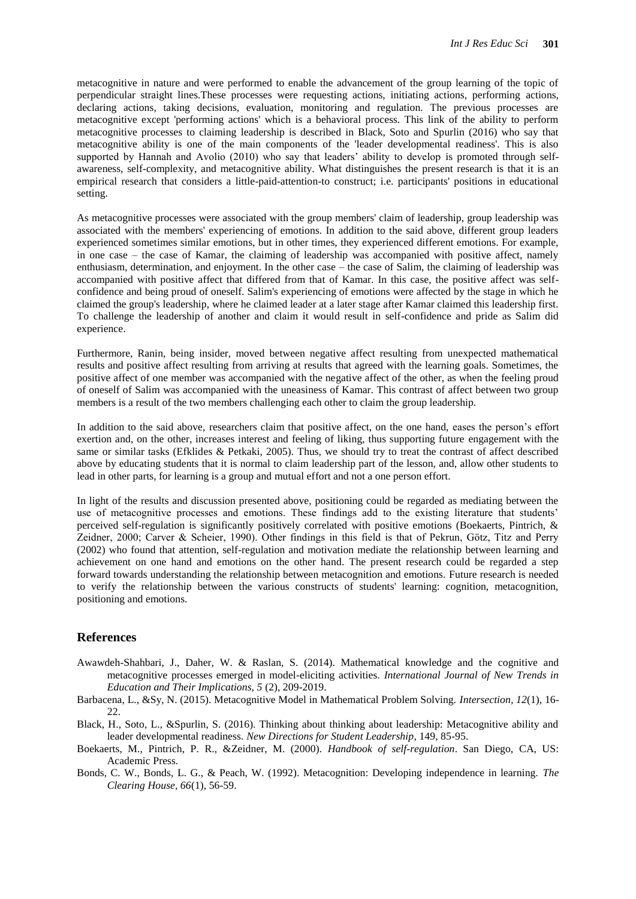metacognitive in nature and were performed to enable the advancement of the group learning of the topic of perpendicular straight lines.These processes were requesting actions, initiating actions, performing actions, declaring actions, taking decisions, evaluation, monitoring and regulation. The previous processes are metacognitive except 'performing actions' which is a behavioral process. This link of the ability to perform metacognitive processes to claiming leadership is described in Black, Soto and Spurlin (2016) who say that metacognitive ability is one of the main components of the 'leader developmental readiness'. This is also supported by Hannah and Avolio (2010) who say that leaders' ability to develop is promoted through self-awareness, self-complexity, and metacognitive ability. What distinguishes the present research is that it is an empirical research that considers a little-paid-attention-to construct; i.e. participants' positions in educational setting.

As metacognitive processes were associated with the group members' claim of leadership, group leadership was associated with the members' experiencing of emotions. In addition to the said above, different group leaders experienced sometimes similar emotions, but in other times, they experienced different emotions. For example, in one case – the case of Kamar, the claiming of leadership was accompanied with positive affect, namely enthusiasm, determination, and enjoyment. In the other case – the case of Salim, the claiming of leadership was accompanied with positive affect that differed from that of Kamar. In this case, the positive affect was self-confidence and being proud of oneself. Salim's experiencing of emotions were affected by the stage in which he claimed the group's leadership, where he claimed leader at a later stage after Kamar claimed this leadership first. To challenge the leadership of another and claim it would result in self-confidence and pride as Salim did experience.

Furthermore, Ranin, being insider, moved between negative affect resulting from unexpected mathematical results and positive affect resulting from arriving at results that agreed with the learning goals. Sometimes, the positive affect of one member was accompanied with the negative affect of the other, as when the feeling proud of oneself of Salim was accompanied with the uneasiness of Kamar. This contrast of affect between two group members is a result of the two members challenging each other to claim the group leadership.

In addition to the said above, researchers claim that positive affect, on the one hand, eases the person's effort exertion and, on the other, increases interest and feeling of liking, thus supporting future engagement with the same or similar tasks (Efklides & Petkaki, 2005). Thus, we should try to treat the contrast of affect described above by educating students that it is normal to claim leadership part of the lesson, and, allow other students to lead in other parts, for learning is a group and mutual effort and not a one person effort.

In light of the results and discussion presented above, positioning could be regarded as mediating between the use of metacognitive processes and emotions. These findings add to the existing literature that students' perceived self-regulation is significantly positively correlated with positive emotions (Boekaerts, Pintrich, & Zeidner, 2000; Carver & Scheier, 1990). Other findings in this field is that of Pekrun, Götz, Titz and Perry (2002) who found that attention, self-regulation and motivation mediate the relationship between learning and achievement on one hand and emotions on the other hand. The present research could be regarded a step forward towards understanding the relationship between metacognition and emotions. Future research is needed to verify the relationship between the various constructs of students' learning: cognition, metacognition, positioning and emotions.

## References

Awawdeh-Shahbari, J., Daher, W. & Raslan, S. (2014). Mathematical knowledge and the cognitive and metacognitive processes emerged in model-eliciting activities. *International Journal of New Trends in Education and Their Implications, 5* (2), 209-2019.

Barbacena, L., &Sy, N. (2015). Metacognitive Model in Mathematical Problem Solving. *Intersection, 12*(1), 16-22.

Black, H., Soto, L., &Spurlin, S. (2016). Thinking about thinking about leadership: Metacognitive ability and leader developmental readiness. *New Directions for Student Leadership*, 149, 85-95.

Boekaerts, M., Pintrich, P. R., &Zeidner, M. (2000). *Handbook of self-regulation*. San Diego, CA, US: Academic Press.

Bonds, C. W., Bonds, L. G., & Peach, W. (1992). Metacognition: Developing independence in learning. *The Clearing House, 66*(1), 56-59.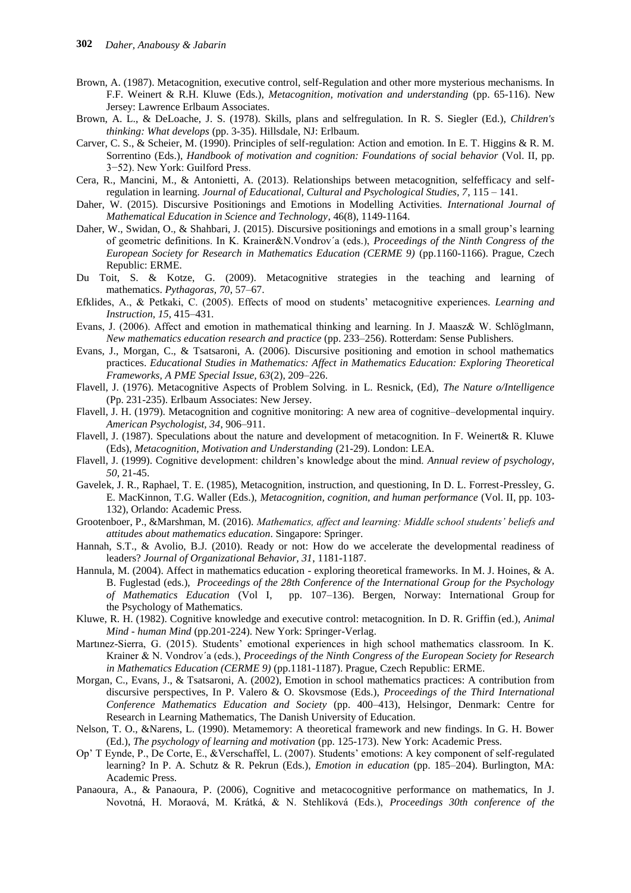Brown, A. (1987). Metacognition, executive control, self-Regulation and other more mysterious mechanisms. In F.F. Weinert & R.H. Kluwe (Eds.), *Metacognition, motivation and understanding* (pp. 65-116). New Jersey: Lawrence Erlbaum Associates.

Brown, A. L., & DeLoache, J. S. (1978). Skills, plans and selfregulation. In R. S. Siegler (Ed.), *Children's thinking: What develops* (pp. 3-35). Hillsdale, NJ: Erlbaum.

Carver, C. S., & Scheier, M. (1990). Principles of self-regulation: Action and emotion. In E. T. Higgins & R. M. Sorrentino (Eds.), *Handbook of motivation and cognition: Foundations of social behavior* (Vol. II, pp. 3−52). New York: Guilford Press.

Cera, R., Mancini, M., & Antonietti, A. (2013). Relationships between metacognition, selfefficacy and self-regulation in learning. *Journal of Educational, Cultural and Psychological Studies, 7*, 115 – 141.

Daher, W. (2015). Discursive Positionings and Emotions in Modelling Activities. *International Journal of Mathematical Education in Science and Technology*, 46(8), 1149-1164.

Daher, W., Swidan, O., & Shahbari, J. (2015). Discursive positionings and emotions in a small group's learning of geometric definitions. In K. Krainer&N.Vondrov´a (eds.), *Proceedings of the Ninth Congress of the European Society for Research in Mathematics Education (CERME 9)* (pp.1160-1166). Prague, Czech Republic: ERME.

Du Toit, S. & Kotze, G. (2009). Metacognitive strategies in the teaching and learning of mathematics. *Pythagoras, 70*, 57–67.

Efklides, A., & Petkaki, C. (2005). Effects of mood on students' metacognitive experiences. *Learning and Instruction, 15*, 415–431.

Evans, J. (2006). Affect and emotion in mathematical thinking and learning. In J. Maasz& W. Schlöglmann, *New mathematics education research and practice* (pp. 233–256). Rotterdam: Sense Publishers.

Evans, J., Morgan, C., & Tsatsaroni, A. (2006). Discursive positioning and emotion in school mathematics practices. *Educational Studies in Mathematics: Affect in Mathematics Education: Exploring Theoretical Frameworks, A PME Special Issue, 63*(2), 209–226.

Flavell, J. (1976). Metacognitive Aspects of Problem Solving. in L. Resnick, (Ed), *The Nature o/Intelligence* (Pp. 231-235). Erlbaum Associates: New Jersey.

Flavell, J. H. (1979). Metacognition and cognitive monitoring: A new area of cognitive–developmental inquiry. *American Psychologist, 34*, 906–911.

Flavell, J. (1987). Speculations about the nature and development of metacognition. In F. Weinert& R. Kluwe (Eds), *Metacognition, Motivation and Understanding* (21-29). London: LEA.

Flavell, J. (1999). Cognitive development: children's knowledge about the mind. *Annual review of psychology, 50*, 21-45.

Gavelek, J. R., Raphael, T. E. (1985), Metacognition, instruction, and questioning, In D. L. Forrest-Pressley, G. E. MacKinnon, T.G. Waller (Eds.), *Metacognition, cognition, and human performance* (Vol. II, pp. 103-132), Orlando: Academic Press.

Grootenboer, P., &Marshman, M. (2016). *Mathematics, affect and learning: Middle school students' beliefs and attitudes about mathematics education*. Singapore: Springer.

Hannah, S.T., & Avolio, B.J. (2010). Ready or not: How do we accelerate the developmental readiness of leaders? *Journal of Organizational Behavior, 31*, 1181-1187.

Hannula, M. (2004). Affect in mathematics education - exploring theoretical frameworks. In M. J. Hoines, & A. B. Fuglestad (eds.), *Proceedings of the 28th Conference of the International Group for the Psychology of Mathematics Education* (Vol I, pp. 107–136). Bergen, Norway: International Group for the Psychology of Mathematics.

Kluwe, R. H. (1982). Cognitive knowledge and executive control: metacognition. In D. R. Griffin (ed.), *Animal Mind - human Mind* (pp.201-224). New York: Springer-Verlag.

Martınez-Sierra, G. (2015). Students' emotional experiences in high school mathematics classroom. In K. Krainer & N. Vondrov´a (eds.), *Proceedings of the Ninth Congress of the European Society for Research in Mathematics Education (CERME 9)* (pp.1181-1187). Prague, Czech Republic: ERME.

Morgan, C., Evans, J., & Tsatsaroni, A. (2002), Emotion in school mathematics practices: A contribution from discursive perspectives, In P. Valero & O. Skovsmose (Eds.), *Proceedings of the Third International Conference Mathematics Education and Society* (pp. 400–413), Helsingor, Denmark: Centre for Research in Learning Mathematics, The Danish University of Education.

Nelson, T. O., &Narens, L. (1990). Metamemory: A theoretical framework and new findings. In G. H. Bower (Ed.), *The psychology of learning and motivation* (pp. 125-173). New York: Academic Press.

Op' T Eynde, P., De Corte, E., &Verschaffel, L. (2007). Students' emotions: A key component of self-regulated learning? In P. A. Schutz & R. Pekrun (Eds.), *Emotion in education* (pp. 185–204). Burlington, MA: Academic Press.

Panaoura, A., & Panaoura, P. (2006), Cognitive and metacocognitive performance on mathematics, In J. Novotná, H. Moraová, M. Krátká, & N. Stehlíková (Eds.), *Proceedings 30th conference of the*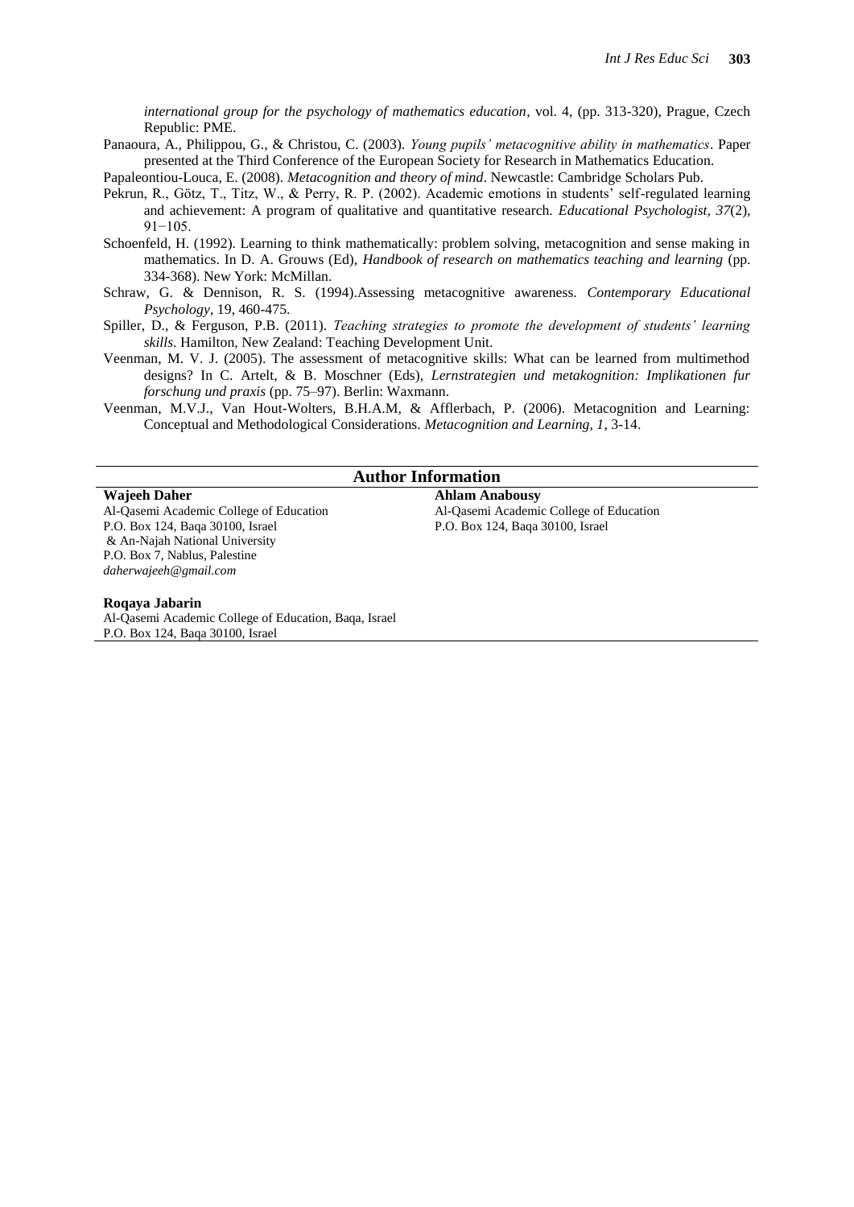*international group for the psychology of mathematics education*, vol. 4, (pp. 313-320), Prague, Czech Republic: PME.

Panaoura, A., Philippou, G., & Christou, C. (2003). *Young pupils' metacognitive ability in mathematics*. Paper presented at the Third Conference of the European Society for Research in Mathematics Education.

Papaleontiou-Louca, E. (2008). *Metacognition and theory of mind*. Newcastle: Cambridge Scholars Pub.

Pekrun, R., Götz, T., Titz, W., & Perry, R. P. (2002). Academic emotions in students' self-regulated learning and achievement: A program of qualitative and quantitative research. *Educational Psychologist, 37*(2), 91−105.

Schoenfeld, H. (1992). Learning to think mathematically: problem solving, metacognition and sense making in mathematics. In D. A. Grouws (Ed), *Handbook of research on mathematics teaching and learning* (pp. 334-368). New York: McMillan.

Schraw, G. & Dennison, R. S. (1994).Assessing metacognitive awareness. *Contemporary Educational Psychology*, 19, 460-475.

Spiller, D., & Ferguson, P.B. (2011). *Teaching strategies to promote the development of students' learning skills*. Hamilton, New Zealand: Teaching Development Unit.

Veenman, M. V. J. (2005). The assessment of metacognitive skills: What can be learned from multimethod designs? In C. Artelt, & B. Moschner (Eds), *Lernstrategien und metakognition: Implikationen fur forschung und praxis* (pp. 75–97). Berlin: Waxmann.

Veenman, M.V.J., Van Hout-Wolters, B.H.A.M, & Afflerbach, P. (2006). Metacognition and Learning: Conceptual and Methodological Considerations. *Metacognition and Learning, 1*, 3-14.

## Author Information

**Wajeeh Daher**
Al-Qasemi Academic College of Education
P.O. Box 124, Baqa 30100, Israel
& An-Najah National University
P.O. Box 7, Nablus, Palestine
*daherwajeeh@gmail.com*

**Ahlam Anabousy**
Al-Qasemi Academic College of Education
P.O. Box 124, Baqa 30100, Israel

**Roqaya Jabarin**
Al-Qasemi Academic College of Education, Baqa, Israel
P.O. Box 124, Baqa 30100, Israel